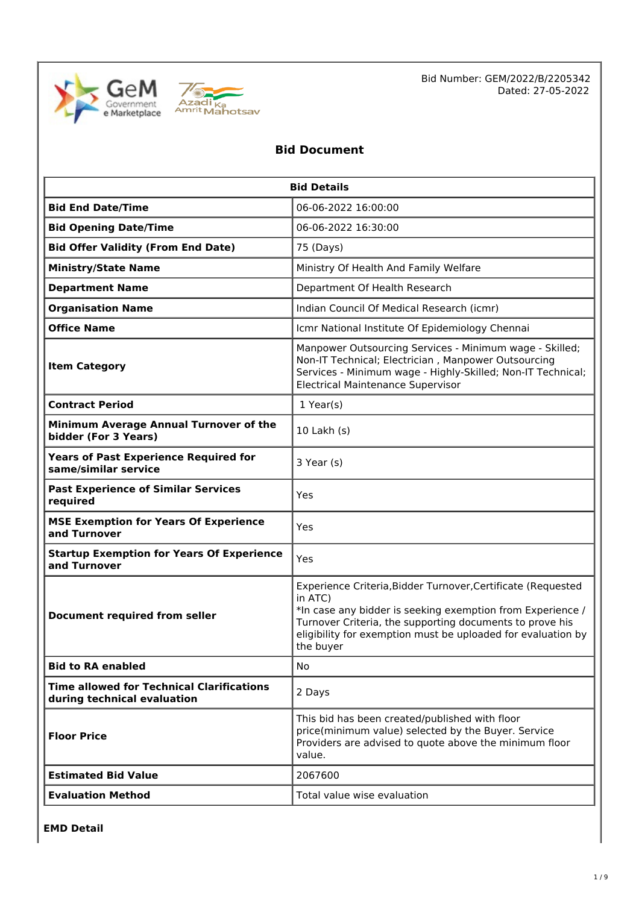Bid Number: GEM/2022/B/2205342
Dated: 27-05-2022

# Bid Document

| Bid Details | |
|---|---|
| **Bid End Date/Time** | 06-06-2022 16:00:00 |
| **Bid Opening Date/Time** | 06-06-2022 16:30:00 |
| **Bid Offer Validity (From End Date)** | 75 (Days) |
| **Ministry/State Name** | Ministry Of Health And Family Welfare |
| **Department Name** | Department Of Health Research |
| **Organisation Name** | Indian Council Of Medical Research (icmr) |
| **Office Name** | Icmr National Institute Of Epidemiology Chennai |
| **Item Category** | Manpower Outsourcing Services - Minimum wage - Skilled; Non-IT Technical; Electrician , Manpower Outsourcing Services - Minimum wage - Highly-Skilled; Non-IT Technical; Electrical Maintenance Supervisor |
| **Contract Period** | 1 Year(s) |
| **Minimum Average Annual Turnover of the bidder (For 3 Years)** | 10 Lakh (s) |
| **Years of Past Experience Required for same/similar service** | 3 Year (s) |
| **Past Experience of Similar Services required** | Yes |
| **MSE Exemption for Years Of Experience and Turnover** | Yes |
| **Startup Exemption for Years Of Experience and Turnover** | Yes |
| **Document required from seller** | Experience Criteria,Bidder Turnover,Certificate (Requested in ATC)<br>*In case any bidder is seeking exemption from Experience / Turnover Criteria, the supporting documents to prove his eligibility for exemption must be uploaded for evaluation by the buyer |
| **Bid to RA enabled** | No |
| **Time allowed for Technical Clarifications during technical evaluation** | 2 Days |
| **Floor Price** | This bid has been created/published with floor price(minimum value) selected by the Buyer. Service Providers are advised to quote above the minimum floor value. |
| **Estimated Bid Value** | 2067600 |
| **Evaluation Method** | Total value wise evaluation |

**EMD Detail**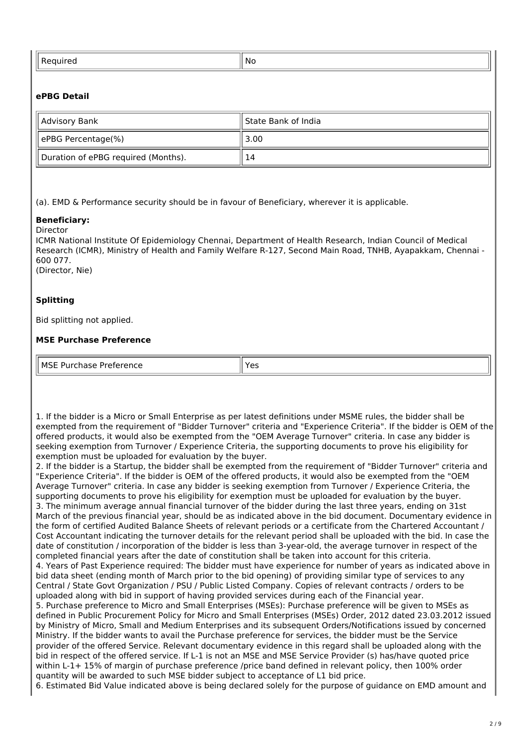| Required | No |
|---|---|

### ePBG Detail

| Advisory Bank | State Bank of India |
|---|---|
| ePBG Percentage(%) | 3.00 |
| Duration of ePBG required (Months). | 14 |

(a). EMD & Performance security should be in favour of Beneficiary, wherever it is applicable.

**Beneficiary:**
Director
ICMR National Institute Of Epidemiology Chennai, Department of Health Research, Indian Council of Medical Research (ICMR), Ministry of Health and Family Welfare R-127, Second Main Road, TNHB, Ayapakkam, Chennai - 600 077.
(Director, Nie)

### Splitting

Bid splitting not applied.

### MSE Purchase Preference

| MSE Purchase Preference | Yes |
|---|---|

1. If the bidder is a Micro or Small Enterprise as per latest definitions under MSME rules, the bidder shall be exempted from the requirement of "Bidder Turnover" criteria and "Experience Criteria". If the bidder is OEM of the offered products, it would also be exempted from the "OEM Average Turnover" criteria. In case any bidder is seeking exemption from Turnover / Experience Criteria, the supporting documents to prove his eligibility for exemption must be uploaded for evaluation by the buyer.
2. If the bidder is a Startup, the bidder shall be exempted from the requirement of "Bidder Turnover" criteria and "Experience Criteria". If the bidder is OEM of the offered products, it would also be exempted from the "OEM Average Turnover" criteria. In case any bidder is seeking exemption from Turnover / Experience Criteria, the supporting documents to prove his eligibility for exemption must be uploaded for evaluation by the buyer.
3. The minimum average annual financial turnover of the bidder during the last three years, ending on 31st March of the previous financial year, should be as indicated above in the bid document. Documentary evidence in the form of certified Audited Balance Sheets of relevant periods or a certificate from the Chartered Accountant / Cost Accountant indicating the turnover details for the relevant period shall be uploaded with the bid. In case the date of constitution / incorporation of the bidder is less than 3-year-old, the average turnover in respect of the completed financial years after the date of constitution shall be taken into account for this criteria.
4. Years of Past Experience required: The bidder must have experience for number of years as indicated above in bid data sheet (ending month of March prior to the bid opening) of providing similar type of services to any Central / State Govt Organization / PSU / Public Listed Company. Copies of relevant contracts / orders to be uploaded along with bid in support of having provided services during each of the Financial year.
5. Purchase preference to Micro and Small Enterprises (MSEs): Purchase preference will be given to MSEs as defined in Public Procurement Policy for Micro and Small Enterprises (MSEs) Order, 2012 dated 23.03.2012 issued by Ministry of Micro, Small and Medium Enterprises and its subsequent Orders/Notifications issued by concerned Ministry. If the bidder wants to avail the Purchase preference for services, the bidder must be the Service provider of the offered Service. Relevant documentary evidence in this regard shall be uploaded along with the bid in respect of the offered service. If L-1 is not an MSE and MSE Service Provider (s) has/have quoted price within L-1+ 15% of margin of purchase preference /price band defined in relevant policy, then 100% order quantity will be awarded to such MSE bidder subject to acceptance of L1 bid price.
6. Estimated Bid Value indicated above is being declared solely for the purpose of guidance on EMD amount and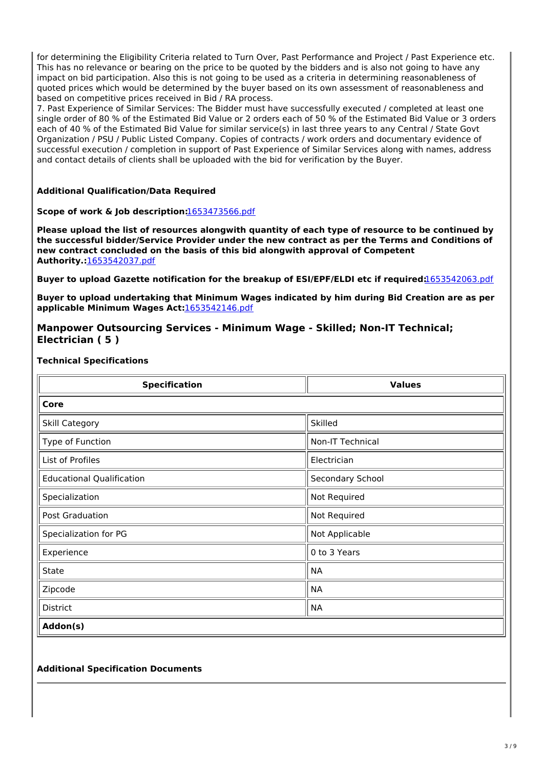for determining the Eligibility Criteria related to Turn Over, Past Performance and Project / Past Experience etc. This has no relevance or bearing on the price to be quoted by the bidders and is also not going to have any impact on bid participation. Also this is not going to be used as a criteria in determining reasonableness of quoted prices which would be determined by the buyer based on its own assessment of reasonableness and based on competitive prices received in Bid / RA process.

7. Past Experience of Similar Services: The Bidder must have successfully executed / completed at least one single order of 80 % of the Estimated Bid Value or 2 orders each of 50 % of the Estimated Bid Value or 3 orders each of 40 % of the Estimated Bid Value for similar service(s) in last three years to any Central / State Govt Organization / PSU / Public Listed Company. Copies of contracts / work orders and documentary evidence of successful execution / completion in support of Past Experience of Similar Services along with names, address and contact details of clients shall be uploaded with the bid for verification by the Buyer.

**Additional Qualification/Data Required**

**Scope of work & Job description:**1653473566.pdf

**Please upload the list of resources alongwith quantity of each type of resource to be continued by the successful bidder/Service Provider under the new contract as per the Terms and Conditions of new contract concluded on the basis of this bid alongwith approval of Competent Authority.:**1653542037.pdf

**Buyer to upload Gazette notification for the breakup of ESI/EPF/ELDI etc if required:**1653542063.pdf

**Buyer to upload undertaking that Minimum Wages indicated by him during Bid Creation are as per applicable Minimum Wages Act:**1653542146.pdf

## Manpower Outsourcing Services - Minimum Wage - Skilled; Non-IT Technical; Electrician ( 5 )

**Technical Specifications**

| Specification | Values |
|---|---|
| **Core** | |
| Skill Category | Skilled |
| Type of Function | Non-IT Technical |
| List of Profiles | Electrician |
| Educational Qualification | Secondary School |
| Specialization | Not Required |
| Post Graduation | Not Required |
| Specialization for PG | Not Applicable |
| Experience | 0 to 3 Years |
| State | NA |
| Zipcode | NA |
| District | NA |
| **Addon(s)** | |

**Additional Specification Documents**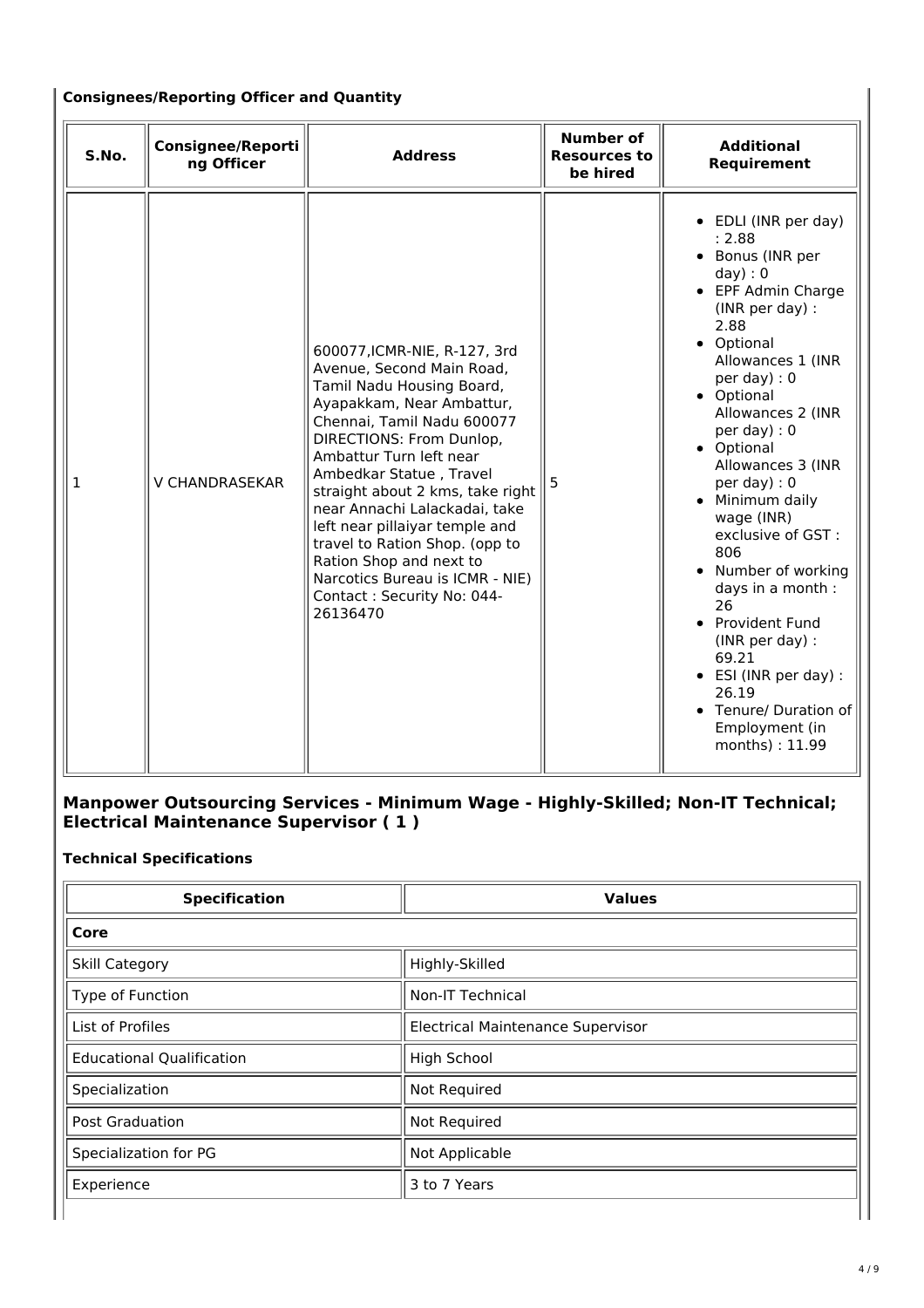**Consignees/Reporting Officer and Quantity**

| S.No. | Consignee/Reporting Officer | Address | Number of Resources to be hired | Additional Requirement |
|---|---|---|---|---|
| 1 | V CHANDRASEKAR | 600077,ICMR-NIE, R-127, 3rd Avenue, Second Main Road, Tamil Nadu Housing Board, Ayapakkam, Near Ambattur, Chennai, Tamil Nadu 600077 DIRECTIONS: From Dunlop, Ambattur Turn left near Ambedkar Statue , Travel straight about 2 kms, take right near Annachi Lalackadai, take left near pillaiyar temple and travel to Ration Shop. (opp to Ration Shop and next to Narcotics Bureau is ICMR - NIE) Contact : Security No: 044-26136470 | 5 | • EDLI (INR per day) : 2.88<br>• Bonus (INR per day) : 0<br>• EPF Admin Charge (INR per day) : 2.88<br>• Optional Allowances 1 (INR per day) : 0<br>• Optional Allowances 2 (INR per day) : 0<br>• Optional Allowances 3 (INR per day) : 0<br>• Minimum daily wage (INR) exclusive of GST : 806<br>• Number of working days in a month : 26<br>• Provident Fund (INR per day) : 69.21<br>• ESI (INR per day) : 26.19<br>• Tenure/ Duration of Employment (in months) : 11.99 |

## Manpower Outsourcing Services - Minimum Wage - Highly-Skilled; Non-IT Technical; Electrical Maintenance Supervisor ( 1 )

**Technical Specifications**

| Specification | Values |
|---|---|
| **Core** | |
| Skill Category | Highly-Skilled |
| Type of Function | Non-IT Technical |
| List of Profiles | Electrical Maintenance Supervisor |
| Educational Qualification | High School |
| Specialization | Not Required |
| Post Graduation | Not Required |
| Specialization for PG | Not Applicable |
| Experience | 3 to 7 Years |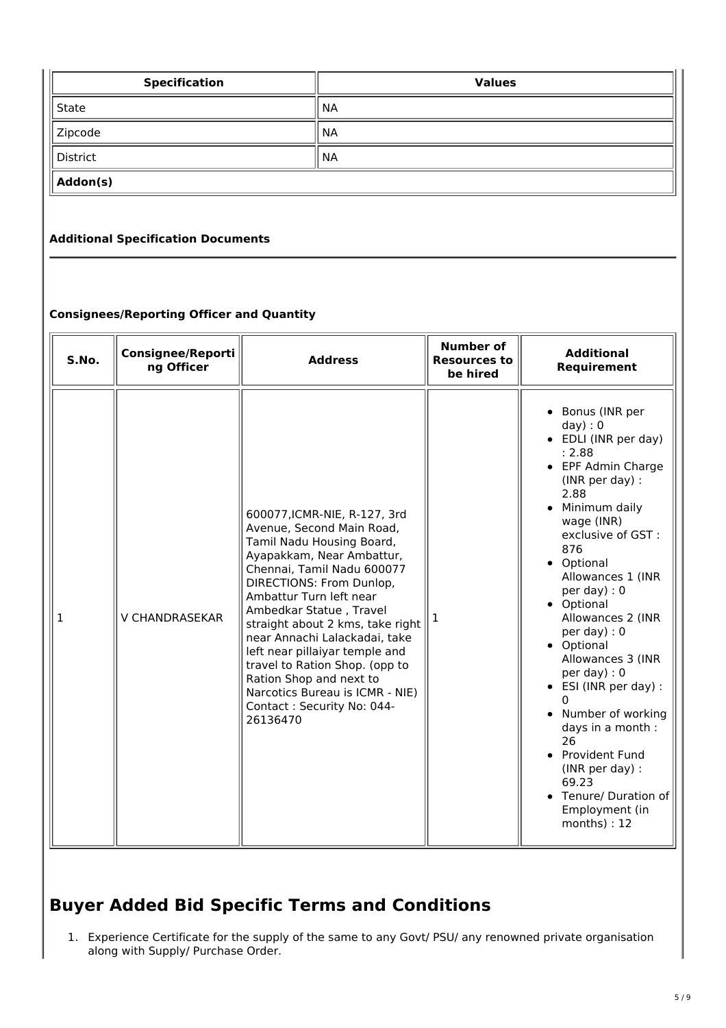| Specification | Values |
|---|---|
| State | NA |
| Zipcode | NA |
| District | NA |
| **Addon(s)** | |

### Additional Specification Documents

### Consignees/Reporting Officer and Quantity

| S.No. | Consignee/Reporting Officer | Address | Number of Resources to be hired | Additional Requirement |
|---|---|---|---|---|
| 1 | V CHANDRASEKAR | 600077,ICMR-NIE, R-127, 3rd Avenue, Second Main Road, Tamil Nadu Housing Board, Ayapakkam, Near Ambattur, Chennai, Tamil Nadu 600077 DIRECTIONS: From Dunlop, Ambattur Turn left near Ambedkar Statue , Travel straight about 2 kms, take right near Annachi Lalackadai, take left near pillaiyar temple and travel to Ration Shop. (opp to Ration Shop and next to Narcotics Bureau is ICMR - NIE) Contact : Security No: 044-26136470 | 1 | • Bonus (INR per day) : 0 • EDLI (INR per day) : 2.88 • EPF Admin Charge (INR per day) : 2.88 • Minimum daily wage (INR) exclusive of GST : 876 • Optional Allowances 1 (INR per day) : 0 • Optional Allowances 2 (INR per day) : 0 • Optional Allowances 3 (INR per day) : 0 • ESI (INR per day) : 0 • Number of working days in a month : 26 • Provident Fund (INR per day) : 69.23 • Tenure/ Duration of Employment (in months) : 12 |

# Buyer Added Bid Specific Terms and Conditions

1. Experience Certificate for the supply of the same to any Govt/ PSU/ any renowned private organisation along with Supply/ Purchase Order.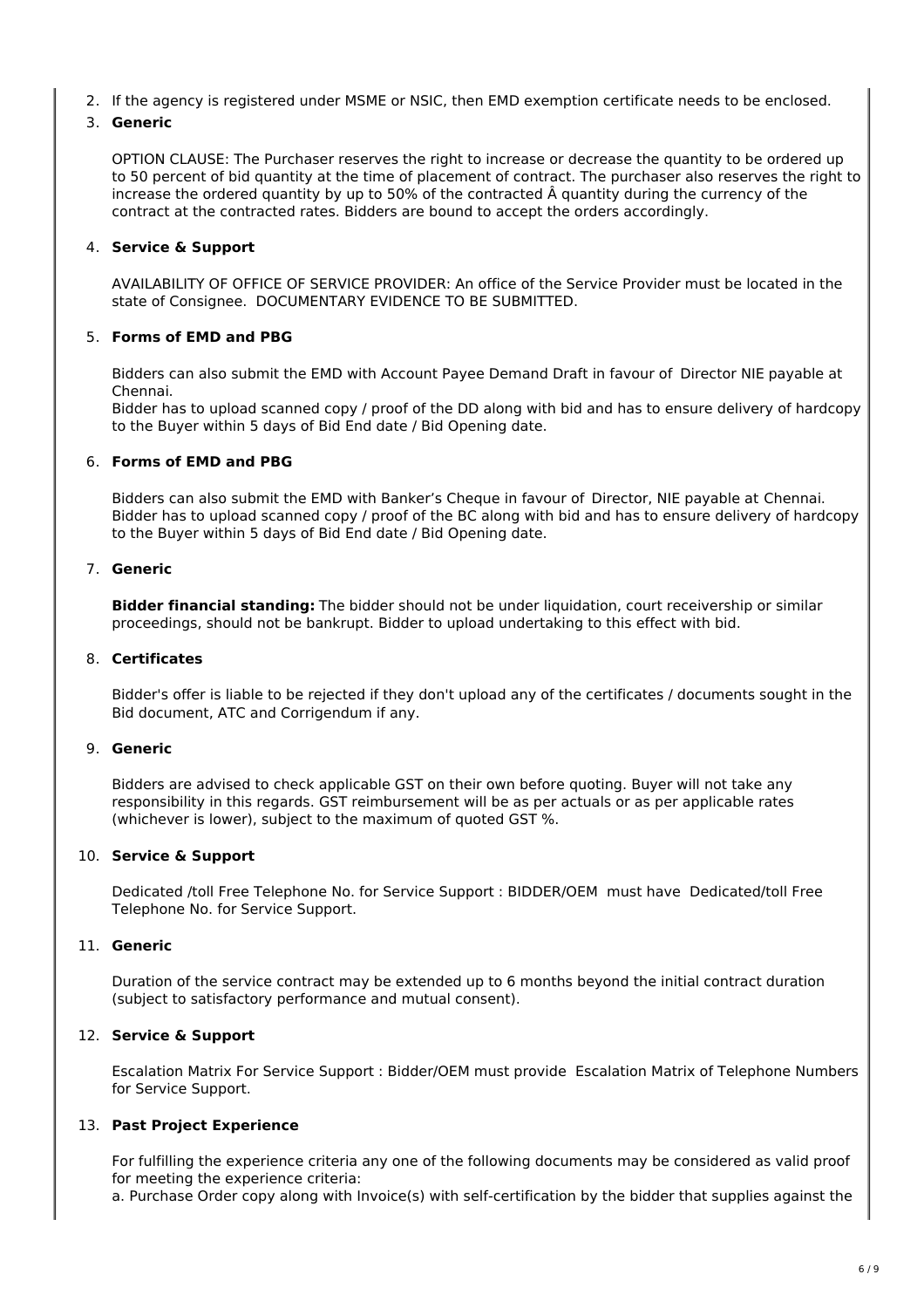2. If the agency is registered under MSME or NSIC, then EMD exemption certificate needs to be enclosed.
3. **Generic**

   OPTION CLAUSE: The Purchaser reserves the right to increase or decrease the quantity to be ordered up to 50 percent of bid quantity at the time of placement of contract. The purchaser also reserves the right to increase the ordered quantity by up to 50% of the contracted Â quantity during the currency of the contract at the contracted rates. Bidders are bound to accept the orders accordingly.

4. **Service & Support**

   AVAILABILITY OF OFFICE OF SERVICE PROVIDER: An office of the Service Provider must be located in the state of Consignee. DOCUMENTARY EVIDENCE TO BE SUBMITTED.

5. **Forms of EMD and PBG**

   Bidders can also submit the EMD with Account Payee Demand Draft in favour of Director NIE payable at Chennai.
   Bidder has to upload scanned copy / proof of the DD along with bid and has to ensure delivery of hardcopy to the Buyer within 5 days of Bid End date / Bid Opening date.

6. **Forms of EMD and PBG**

   Bidders can also submit the EMD with Banker's Cheque in favour of Director, NIE payable at Chennai.
   Bidder has to upload scanned copy / proof of the BC along with bid and has to ensure delivery of hardcopy to the Buyer within 5 days of Bid End date / Bid Opening date.

7. **Generic**

   **Bidder financial standing:** The bidder should not be under liquidation, court receivership or similar proceedings, should not be bankrupt. Bidder to upload undertaking to this effect with bid.

8. **Certificates**

   Bidder's offer is liable to be rejected if they don't upload any of the certificates / documents sought in the Bid document, ATC and Corrigendum if any.

9. **Generic**

   Bidders are advised to check applicable GST on their own before quoting. Buyer will not take any responsibility in this regards. GST reimbursement will be as per actuals or as per applicable rates (whichever is lower), subject to the maximum of quoted GST %.

10. **Service & Support**

    Dedicated /toll Free Telephone No. for Service Support : BIDDER/OEM must have Dedicated/toll Free Telephone No. for Service Support.

11. **Generic**

    Duration of the service contract may be extended up to 6 months beyond the initial contract duration (subject to satisfactory performance and mutual consent).

12. **Service & Support**

    Escalation Matrix For Service Support : Bidder/OEM must provide Escalation Matrix of Telephone Numbers for Service Support.

13. **Past Project Experience**

    For fulfilling the experience criteria any one of the following documents may be considered as valid proof for meeting the experience criteria:
    a. Purchase Order copy along with Invoice(s) with self-certification by the bidder that supplies against the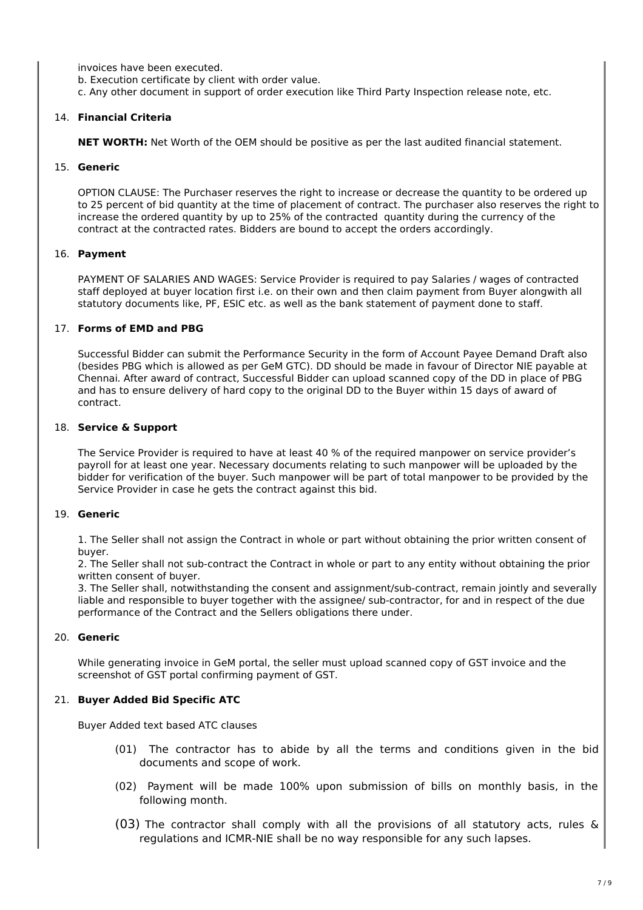invoices have been executed.
b. Execution certificate by client with order value.
c. Any other document in support of order execution like Third Party Inspection release note, etc.

14. **Financial Criteria**

    **NET WORTH:** Net Worth of the OEM should be positive as per the last audited financial statement.

15. **Generic**

    OPTION CLAUSE: The Purchaser reserves the right to increase or decrease the quantity to be ordered up to 25 percent of bid quantity at the time of placement of contract. The purchaser also reserves the right to increase the ordered quantity by up to 25% of the contracted quantity during the currency of the contract at the contracted rates. Bidders are bound to accept the orders accordingly.

16. **Payment**

    PAYMENT OF SALARIES AND WAGES: Service Provider is required to pay Salaries / wages of contracted staff deployed at buyer location first i.e. on their own and then claim payment from Buyer alongwith all statutory documents like, PF, ESIC etc. as well as the bank statement of payment done to staff.

17. **Forms of EMD and PBG**

    Successful Bidder can submit the Performance Security in the form of Account Payee Demand Draft also (besides PBG which is allowed as per GeM GTC). DD should be made in favour of Director NIE payable at Chennai. After award of contract, Successful Bidder can upload scanned copy of the DD in place of PBG and has to ensure delivery of hard copy to the original DD to the Buyer within 15 days of award of contract.

18. **Service & Support**

    The Service Provider is required to have at least 40 % of the required manpower on service provider's payroll for at least one year. Necessary documents relating to such manpower will be uploaded by the bidder for verification of the buyer. Such manpower will be part of total manpower to be provided by the Service Provider in case he gets the contract against this bid.

19. **Generic**

    1. The Seller shall not assign the Contract in whole or part without obtaining the prior written consent of buyer.
    2. The Seller shall not sub-contract the Contract in whole or part to any entity without obtaining the prior written consent of buyer.
    3. The Seller shall, notwithstanding the consent and assignment/sub-contract, remain jointly and severally liable and responsible to buyer together with the assignee/ sub-contractor, for and in respect of the due performance of the Contract and the Sellers obligations there under.

20. **Generic**

    While generating invoice in GeM portal, the seller must upload scanned copy of GST invoice and the screenshot of GST portal confirming payment of GST.

21. **Buyer Added Bid Specific ATC**

    Buyer Added text based ATC clauses

    (01) The contractor has to abide by all the terms and conditions given in the bid documents and scope of work.

    (02) Payment will be made 100% upon submission of bills on monthly basis, in the following month.

    (03) The contractor shall comply with all the provisions of all statutory acts, rules & regulations and ICMR-NIE shall be no way responsible for any such lapses.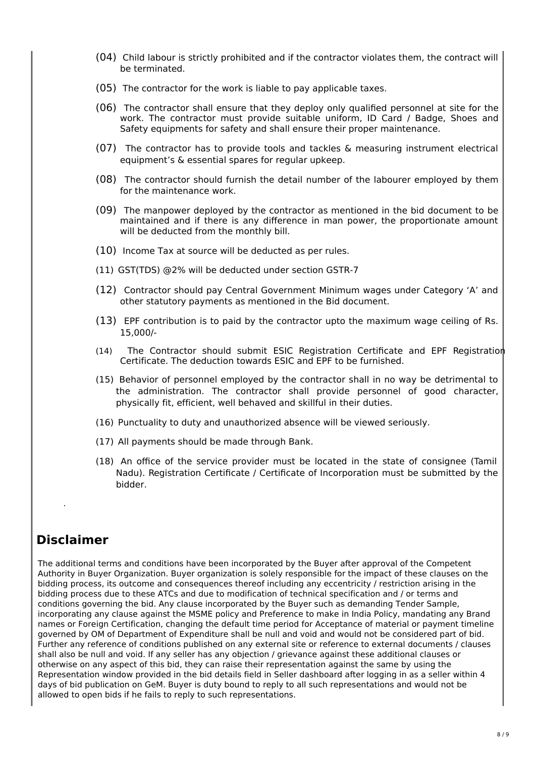(04) Child labour is strictly prohibited and if the contractor violates them, the contract will be terminated.

(05) The contractor for the work is liable to pay applicable taxes.

(06) The contractor shall ensure that they deploy only qualified personnel at site for the work. The contractor must provide suitable uniform, ID Card / Badge, Shoes and Safety equipments for safety and shall ensure their proper maintenance.

(07) The contractor has to provide tools and tackles & measuring instrument electrical equipment's & essential spares for regular upkeep.

(08) The contractor should furnish the detail number of the labourer employed by them for the maintenance work.

(09) The manpower deployed by the contractor as mentioned in the bid document to be maintained and if there is any difference in man power, the proportionate amount will be deducted from the monthly bill.

(10) Income Tax at source will be deducted as per rules.

(11) GST(TDS) @2% will be deducted under section GSTR-7

(12) Contractor should pay Central Government Minimum wages under Category 'A' and other statutory payments as mentioned in the Bid document.

(13) EPF contribution is to paid by the contractor upto the maximum wage ceiling of Rs. 15,000/-

(14) The Contractor should submit ESIC Registration Certificate and EPF Registration Certificate. The deduction towards ESIC and EPF to be furnished.

(15) Behavior of personnel employed by the contractor shall in no way be detrimental to the administration. The contractor shall provide personnel of good character, physically fit, efficient, well behaved and skillful in their duties.

(16) Punctuality to duty and unauthorized absence will be viewed seriously.

(17) All payments should be made through Bank.

(18) An office of the service provider must be located in the state of consignee (Tamil Nadu). Registration Certificate / Certificate of Incorporation must be submitted by the bidder.

.

## Disclaimer

The additional terms and conditions have been incorporated by the Buyer after approval of the Competent Authority in Buyer Organization. Buyer organization is solely responsible for the impact of these clauses on the bidding process, its outcome and consequences thereof including any eccentricity / restriction arising in the bidding process due to these ATCs and due to modification of technical specification and / or terms and conditions governing the bid. Any clause incorporated by the Buyer such as demanding Tender Sample, incorporating any clause against the MSME policy and Preference to make in India Policy, mandating any Brand names or Foreign Certification, changing the default time period for Acceptance of material or payment timeline governed by OM of Department of Expenditure shall be null and void and would not be considered part of bid. Further any reference of conditions published on any external site or reference to external documents / clauses shall also be null and void. If any seller has any objection / grievance against these additional clauses or otherwise on any aspect of this bid, they can raise their representation against the same by using the Representation window provided in the bid details field in Seller dashboard after logging in as a seller within 4 days of bid publication on GeM. Buyer is duty bound to reply to all such representations and would not be allowed to open bids if he fails to reply to such representations.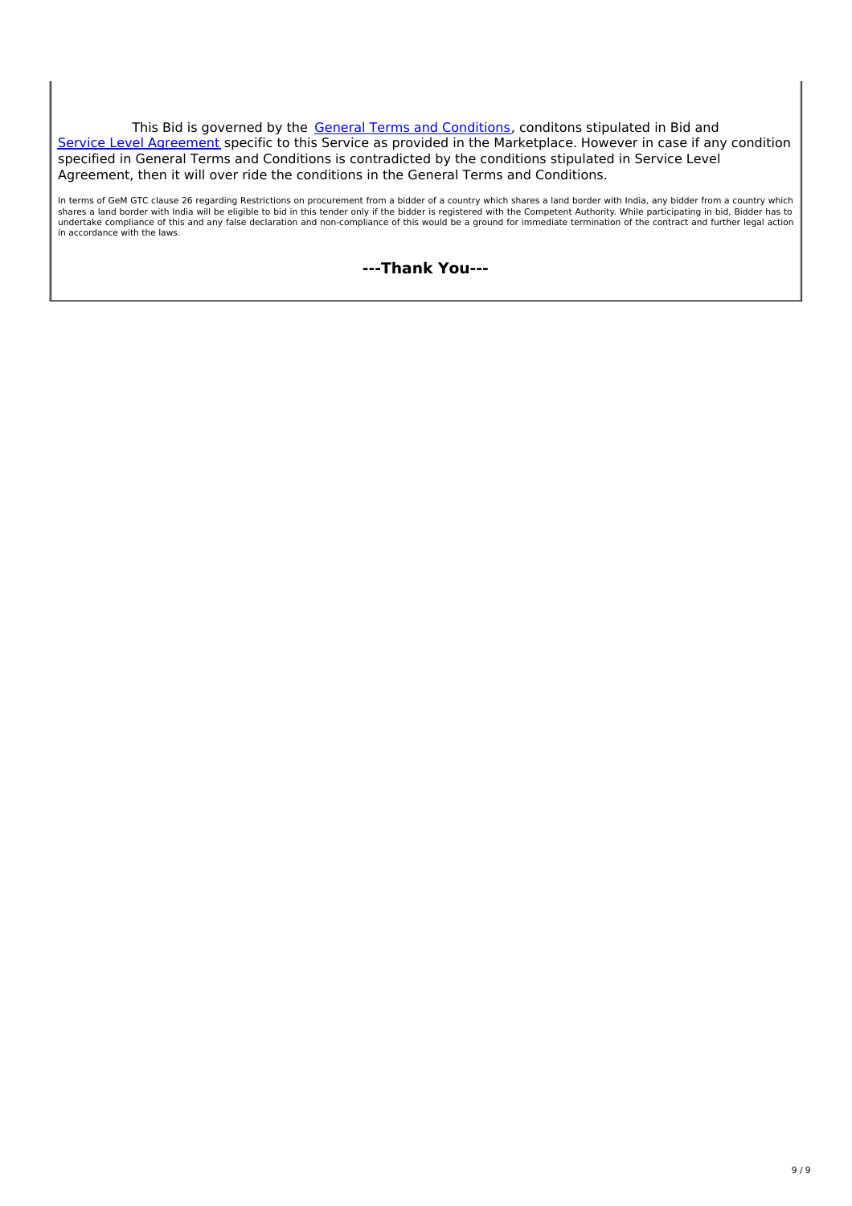This Bid is governed by the General Terms and Conditions, conditons stipulated in Bid and Service Level Agreement specific to this Service as provided in the Marketplace. However in case if any condition specified in General Terms and Conditions is contradicted by the conditions stipulated in Service Level Agreement, then it will over ride the conditions in the General Terms and Conditions.

In terms of GeM GTC clause 26 regarding Restrictions on procurement from a bidder of a country which shares a land border with India, any bidder from a country which shares a land border with India will be eligible to bid in this tender only if the bidder is registered with the Competent Authority. While participating in bid, Bidder has to undertake compliance of this and any false declaration and non-compliance of this would be a ground for immediate termination of the contract and further legal action in accordance with the laws.

**---Thank You---**